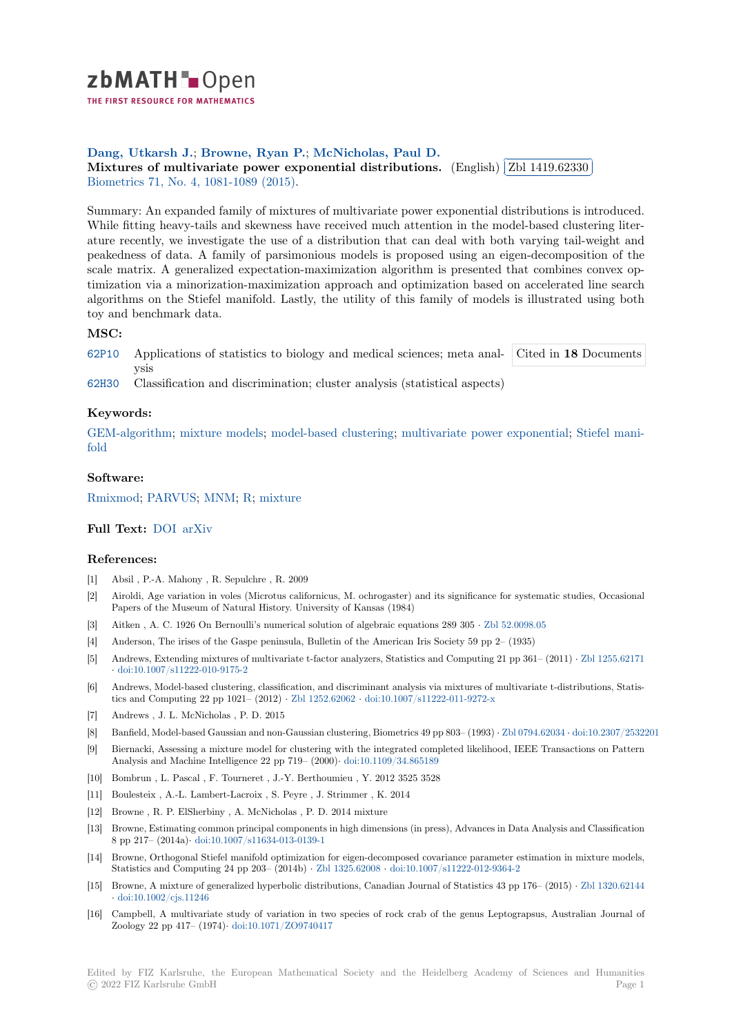**Dang, Utkarsh J.; Browne, Ryan P.; McNicholas, Paul D.**

**Mixtures of multivariate power exponential distributions.** (English) Zbl 1419.62330

Biometrics 71, No. 4, 1081-1089 (2015).

Summary: An expanded family of mixtures of multivariate power exponential distributions is introduced. While fitting heavy-tails and skewness have received much attention in the model-based clustering literature recently, we investigate the use of a distribution that can deal with both varying tail-weight and peakedness of data. A family of parsimonious models is proposed using an eigen-decomposition of the scale matrix. A generalized expectation-maximization algorithm is presented that combines convex optimization via a minorization-maximization approach and optimization based on accelerated line search algorithms on the Stiefel manifold. Lastly, the utility of this family of models is illustrated using both toy and benchmark data.

### MSC:

62P10 Applications of statistics to biology and medical sciences; meta analysis

62H30 Classification and discrimination; cluster analysis (statistical aspects)

Cited in **18** Documents

### Keywords:

GEM-algorithm; mixture models; model-based clustering; multivariate power exponential; Stiefel manifold

### Software:

Rmixmod; PARVUS; MNM; R; mixture

**Full Text:** DOI arXiv

### References:

[1] Absil , P.-A. Mahony , R. Sepulchre , R. 2009

[2] Airoldi, Age variation in voles (Microtus californicus, M. ochrogaster) and its significance for systematic studies, Occasional Papers of the Museum of Natural History. University of Kansas (1984)

[3] Aitken , A. C. 1926 On Bernoulli's numerical solution of algebraic equations 289 305 · Zbl 52.0098.05

[4] Anderson, The irises of the Gaspe peninsula, Bulletin of the American Iris Society 59 pp 2– (1935)

[5] Andrews, Extending mixtures of multivariate t-factor analyzers, Statistics and Computing 21 pp 361– (2011) · Zbl 1255.62171 · doi:10.1007/s11222-010-9175-2

[6] Andrews, Model-based clustering, classification, and discriminant analysis via mixtures of multivariate t-distributions, Statistics and Computing 22 pp 1021– (2012) · Zbl 1252.62062 · doi:10.1007/s11222-011-9272-x

[7] Andrews , J. L. McNicholas , P. D. 2015

[8] Banfield, Model-based Gaussian and non-Gaussian clustering, Biometrics 49 pp 803– (1993) · Zbl 0794.62034 · doi:10.2307/2532201

[9] Biernacki, Assessing a mixture model for clustering with the integrated completed likelihood, IEEE Transactions on Pattern Analysis and Machine Intelligence 22 pp 719– (2000)· doi:10.1109/34.865189

[10] Bombrun , L. Pascal , F. Tourneret , J.-Y. Berthoumieu , Y. 2012 3525 3528

[11] Boulesteix , A.-L. Lambert-Lacroix , S. Peyre , J. Strimmer , K. 2014

[12] Browne , R. P. ElSherbiny , A. McNicholas , P. D. 2014 mixture

[13] Browne, Estimating common principal components in high dimensions (in press), Advances in Data Analysis and Classification 8 pp 217– (2014a)· doi:10.1007/s11634-013-0139-1

[14] Browne, Orthogonal Stiefel manifold optimization for eigen-decomposed covariance parameter estimation in mixture models, Statistics and Computing 24 pp 203– (2014b) · Zbl 1325.62008 · doi:10.1007/s11222-012-9364-2

[15] Browne, A mixture of generalized hyperbolic distributions, Canadian Journal of Statistics 43 pp 176– (2015) · Zbl 1320.62144 · doi:10.1002/cjs.11246

[16] Campbell, A multivariate study of variation in two species of rock crab of the genus Leptograpsus, Australian Journal of Zoology 22 pp 417– (1974)· doi:10.1071/ZO9740417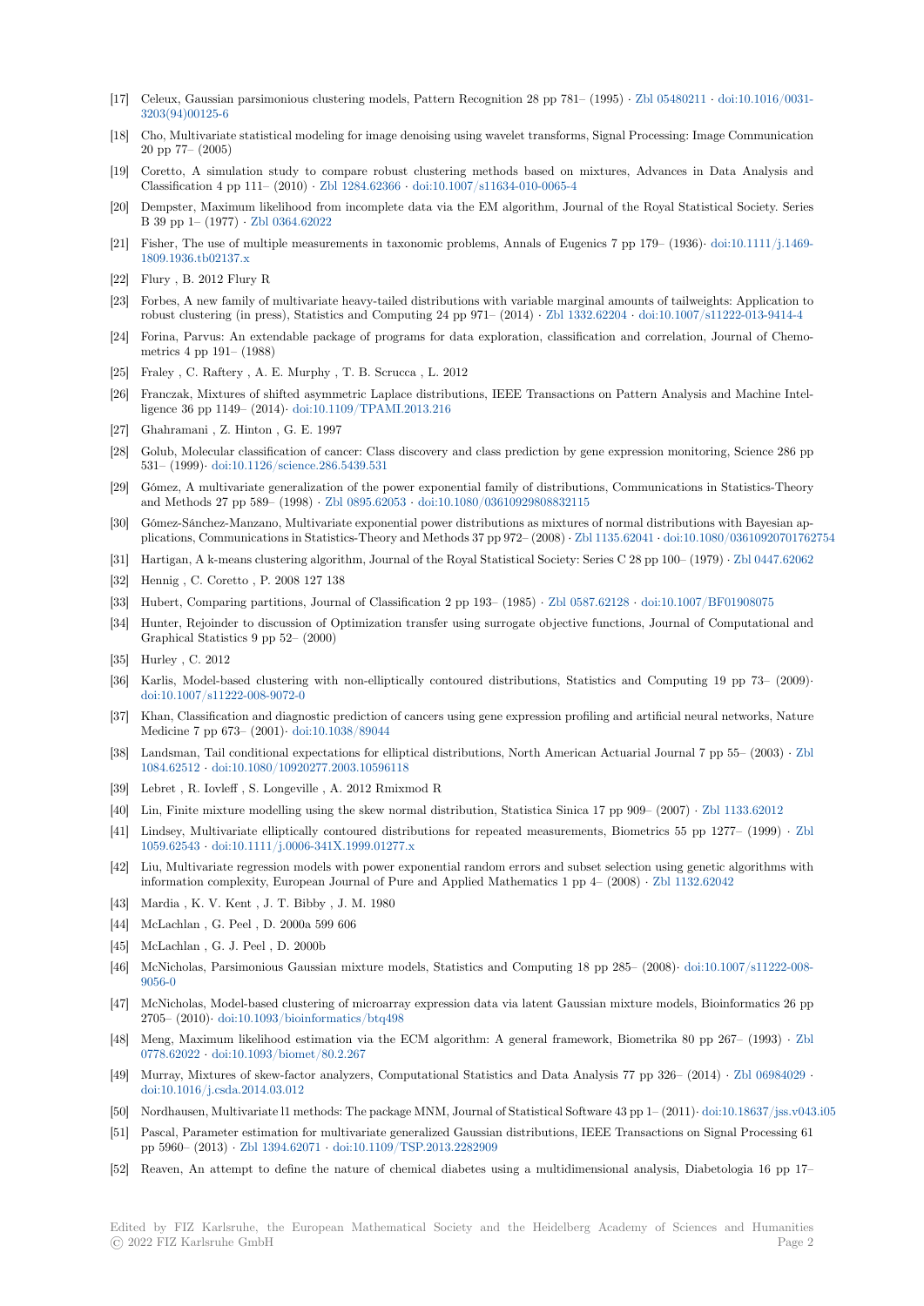- [17] Celeux, Gaussian parsimonious clustering models, Pattern Recognition 28 pp 781– (1995) · Zbl 05480211 · doi:10.1016/0031-3203(94)00125-6
- [18] Cho, Multivariate statistical modeling for image denoising using wavelet transforms, Signal Processing: Image Communication 20 pp 77– (2005)
- [19] Coretto, A simulation study to compare robust clustering methods based on mixtures, Advances in Data Analysis and Classification 4 pp 111– (2010) · Zbl 1284.62366 · doi:10.1007/s11634-010-0065-4
- [20] Dempster, Maximum likelihood from incomplete data via the EM algorithm, Journal of the Royal Statistical Society. Series B 39 pp 1– (1977) · Zbl 0364.62022
- [21] Fisher, The use of multiple measurements in taxonomic problems, Annals of Eugenics 7 pp 179– (1936)· doi:10.1111/j.1469-1809.1936.tb02137.x
- [22] Flury , B. 2012 Flury R
- [23] Forbes, A new family of multivariate heavy-tailed distributions with variable marginal amounts of tailweights: Application to robust clustering (in press), Statistics and Computing 24 pp 971– (2014) · Zbl 1332.62204 · doi:10.1007/s11222-013-9414-4
- [24] Forina, Parvus: An extendable package of programs for data exploration, classification and correlation, Journal of Chemometrics 4 pp 191– (1988)
- [25] Fraley , C. Raftery , A. E. Murphy , T. B. Scrucca , L. 2012
- [26] Franczak, Mixtures of shifted asymmetric Laplace distributions, IEEE Transactions on Pattern Analysis and Machine Intelligence 36 pp 1149– (2014)· doi:10.1109/TPAMI.2013.216
- [27] Ghahramani , Z. Hinton , G. E. 1997
- [28] Golub, Molecular classification of cancer: Class discovery and class prediction by gene expression monitoring, Science 286 pp 531– (1999)· doi:10.1126/science.286.5439.531
- [29] Gómez, A multivariate generalization of the power exponential family of distributions, Communications in Statistics-Theory and Methods 27 pp 589– (1998) · Zbl 0895.62053 · doi:10.1080/03610929808832115
- [30] Gómez-Sánchez-Manzano, Multivariate exponential power distributions as mixtures of normal distributions with Bayesian applications, Communications in Statistics-Theory and Methods 37 pp 972– (2008) · Zbl 1135.62041 · doi:10.1080/03610920701762754
- [31] Hartigan, A k-means clustering algorithm, Journal of the Royal Statistical Society: Series C 28 pp 100– (1979) · Zbl 0447.62062
- [32] Hennig , C. Coretto , P. 2008 127 138
- [33] Hubert, Comparing partitions, Journal of Classification 2 pp 193– (1985) · Zbl 0587.62128 · doi:10.1007/BF01908075
- [34] Hunter, Rejoinder to discussion of Optimization transfer using surrogate objective functions, Journal of Computational and Graphical Statistics 9 pp 52– (2000)
- [35] Hurley , C. 2012
- [36] Karlis, Model-based clustering with non-elliptically contoured distributions, Statistics and Computing 19 pp 73– (2009)· doi:10.1007/s11222-008-9072-0
- [37] Khan, Classification and diagnostic prediction of cancers using gene expression profiling and artificial neural networks, Nature Medicine 7 pp 673– (2001)· doi:10.1038/89044
- [38] Landsman, Tail conditional expectations for elliptical distributions, North American Actuarial Journal 7 pp 55– (2003) · Zbl 1084.62512 · doi:10.1080/10920277.2003.10596118
- [39] Lebret , R. Iovleff , S. Longeville , A. 2012 Rmixmod R
- [40] Lin, Finite mixture modelling using the skew normal distribution, Statistica Sinica 17 pp 909– (2007) · Zbl 1133.62012
- [41] Lindsey, Multivariate elliptically contoured distributions for repeated measurements, Biometrics 55 pp 1277– (1999) · Zbl 1059.62543 · doi:10.1111/j.0006-341X.1999.01277.x
- [42] Liu, Multivariate regression models with power exponential random errors and subset selection using genetic algorithms with information complexity, European Journal of Pure and Applied Mathematics 1 pp 4– (2008) · Zbl 1132.62042
- [43] Mardia , K. V. Kent , J. T. Bibby , J. M. 1980
- [44] McLachlan , G. Peel , D. 2000a 599 606
- [45] McLachlan , G. J. Peel , D. 2000b
- [46] McNicholas, Parsimonious Gaussian mixture models, Statistics and Computing 18 pp 285– (2008)· doi:10.1007/s11222-008-9056-0
- [47] McNicholas, Model-based clustering of microarray expression data via latent Gaussian mixture models, Bioinformatics 26 pp 2705– (2010)· doi:10.1093/bioinformatics/btq498
- [48] Meng, Maximum likelihood estimation via the ECM algorithm: A general framework, Biometrika 80 pp 267– (1993) · Zbl 0778.62022 · doi:10.1093/biomet/80.2.267
- [49] Murray, Mixtures of skew-factor analyzers, Computational Statistics and Data Analysis 77 pp 326– (2014) · Zbl 06984029 · doi:10.1016/j.csda.2014.03.012
- [50] Nordhausen, Multivariate l1 methods: The package MNM, Journal of Statistical Software 43 pp 1– (2011)· doi:10.18637/jss.v043.i05
- [51] Pascal, Parameter estimation for multivariate generalized Gaussian distributions, IEEE Transactions on Signal Processing 61 pp 5960– (2013) · Zbl 1394.62071 · doi:10.1109/TSP.2013.2282909
- [52] Reaven, An attempt to define the nature of chemical diabetes using a multidimensional analysis, Diabetologia 16 pp 17–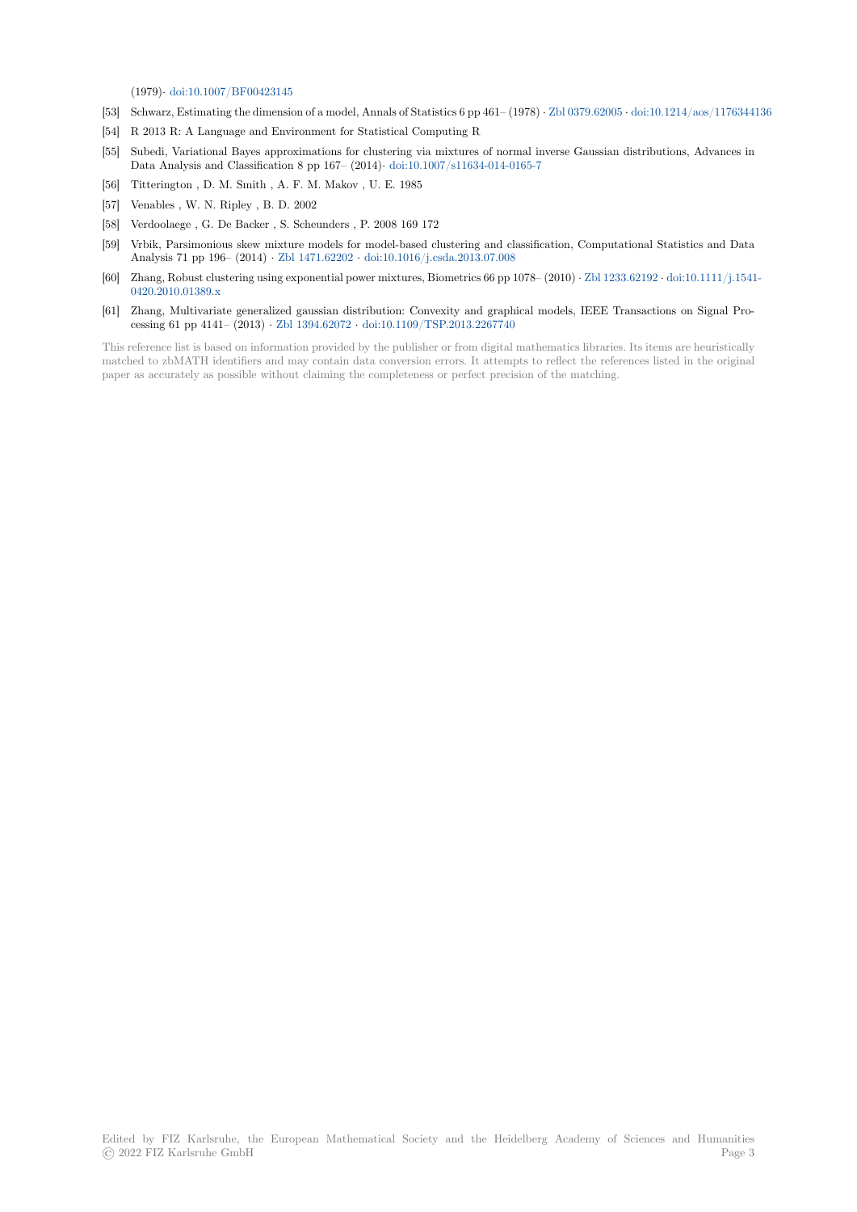(1979)· doi:10.1007/BF00423145

[53] Schwarz, Estimating the dimension of a model, Annals of Statistics 6 pp 461– (1978) · Zbl 0379.62005 · doi:10.1214/aos/1176344136

[54] R 2013 R: A Language and Environment for Statistical Computing R

[55] Subedi, Variational Bayes approximations for clustering via mixtures of normal inverse Gaussian distributions, Advances in Data Analysis and Classification 8 pp 167– (2014)· doi:10.1007/s11634-014-0165-7

[56] Titterington , D. M. Smith , A. F. M. Makov , U. E. 1985

[57] Venables , W. N. Ripley , B. D. 2002

[58] Verdoolaege , G. De Backer , S. Scheunders , P. 2008 169 172

[59] Vrbik, Parsimonious skew mixture models for model-based clustering and classification, Computational Statistics and Data Analysis 71 pp 196– (2014) · Zbl 1471.62202 · doi:10.1016/j.csda.2013.07.008

[60] Zhang, Robust clustering using exponential power mixtures, Biometrics 66 pp 1078– (2010) · Zbl 1233.62192 · doi:10.1111/j.1541-0420.2010.01389.x

[61] Zhang, Multivariate generalized gaussian distribution: Convexity and graphical models, IEEE Transactions on Signal Processing 61 pp 4141– (2013) · Zbl 1394.62072 · doi:10.1109/TSP.2013.2267740

This reference list is based on information provided by the publisher or from digital mathematics libraries. Its items are heuristically matched to zbMATH identifiers and may contain data conversion errors. It attempts to reflect the references listed in the original paper as accurately as possible without claiming the completeness or perfect precision of the matching.